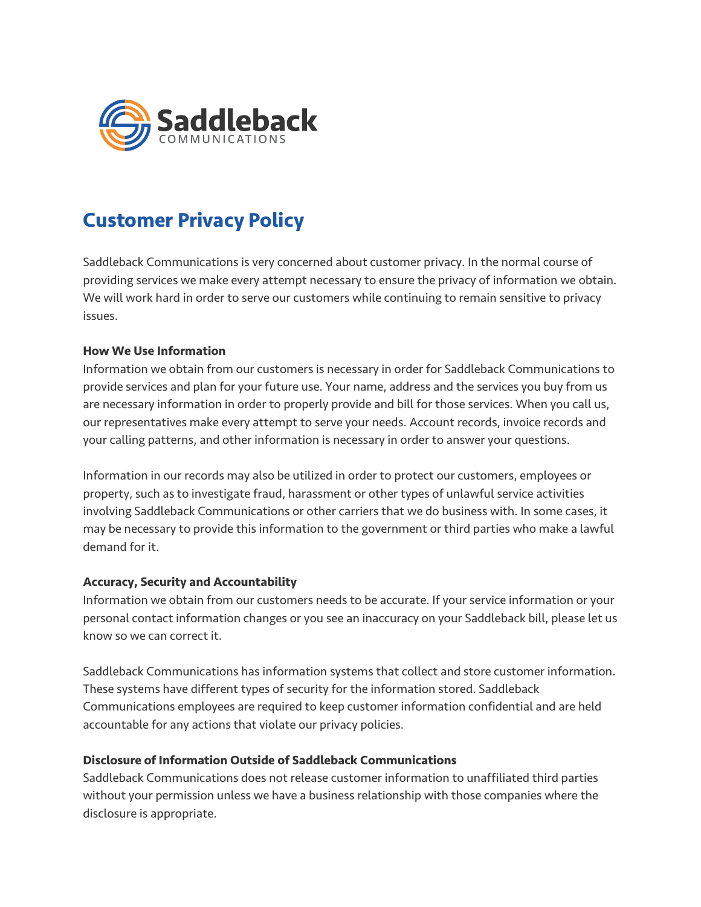Saddleback
COMMUNICATIONS

# Customer Privacy Policy

Saddleback Communications is very concerned about customer privacy. In the normal course of providing services we make every attempt necessary to ensure the privacy of information we obtain. We will work hard in order to serve our customers while continuing to remain sensitive to privacy issues.

**How We Use Information**

Information we obtain from our customers is necessary in order for Saddleback Communications to provide services and plan for your future use. Your name, address and the services you buy from us are necessary information in order to properly provide and bill for those services. When you call us, our representatives make every attempt to serve your needs. Account records, invoice records and your calling patterns, and other information is necessary in order to answer your questions.

Information in our records may also be utilized in order to protect our customers, employees or property, such as to investigate fraud, harassment or other types of unlawful service activities involving Saddleback Communications or other carriers that we do business with. In some cases, it may be necessary to provide this information to the government or third parties who make a lawful demand for it.

**Accuracy, Security and Accountability**

Information we obtain from our customers needs to be accurate. If your service information or your personal contact information changes or you see an inaccuracy on your Saddleback bill, please let us know so we can correct it.

Saddleback Communications has information systems that collect and store customer information. These systems have different types of security for the information stored. Saddleback Communications employees are required to keep customer information confidential and are held accountable for any actions that violate our privacy policies.

**Disclosure of Information Outside of Saddleback Communications**

Saddleback Communications does not release customer information to unaffiliated third parties without your permission unless we have a business relationship with those companies where the disclosure is appropriate.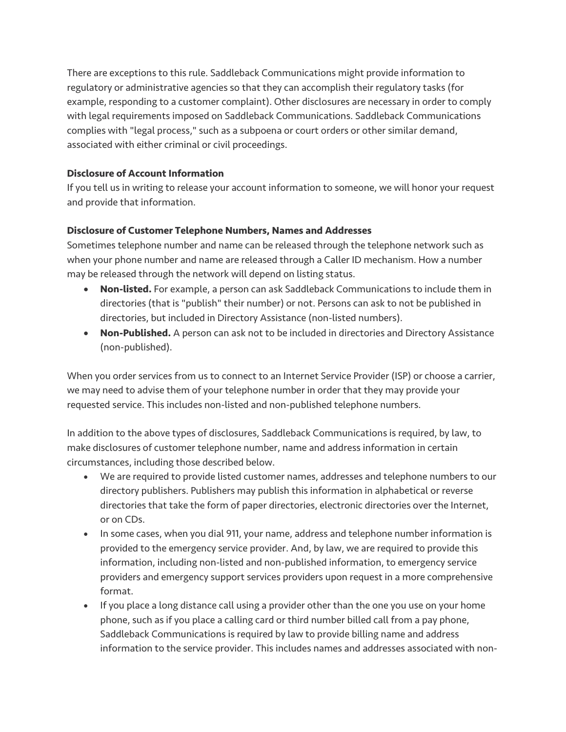There are exceptions to this rule. Saddleback Communications might provide information to regulatory or administrative agencies so that they can accomplish their regulatory tasks (for example, responding to a customer complaint). Other disclosures are necessary in order to comply with legal requirements imposed on Saddleback Communications. Saddleback Communications complies with "legal process," such as a subpoena or court orders or other similar demand, associated with either criminal or civil proceedings.

**Disclosure of Account Information**
If you tell us in writing to release your account information to someone, we will honor your request and provide that information.

**Disclosure of Customer Telephone Numbers, Names and Addresses**
Sometimes telephone number and name can be released through the telephone network such as when your phone number and name are released through a Caller ID mechanism. How a number may be released through the network will depend on listing status.

- **Non-listed.** For example, a person can ask Saddleback Communications to include them in directories (that is "publish" their number) or not. Persons can ask to not be published in directories, but included in Directory Assistance (non-listed numbers).
- **Non-Published.** A person can ask not to be included in directories and Directory Assistance (non-published).

When you order services from us to connect to an Internet Service Provider (ISP) or choose a carrier, we may need to advise them of your telephone number in order that they may provide your requested service. This includes non-listed and non-published telephone numbers.

In addition to the above types of disclosures, Saddleback Communications is required, by law, to make disclosures of customer telephone number, name and address information in certain circumstances, including those described below.

- We are required to provide listed customer names, addresses and telephone numbers to our directory publishers. Publishers may publish this information in alphabetical or reverse directories that take the form of paper directories, electronic directories over the Internet, or on CDs.
- In some cases, when you dial 911, your name, address and telephone number information is provided to the emergency service provider. And, by law, we are required to provide this information, including non-listed and non-published information, to emergency service providers and emergency support services providers upon request in a more comprehensive format.
- If you place a long distance call using a provider other than the one you use on your home phone, such as if you place a calling card or third number billed call from a pay phone, Saddleback Communications is required by law to provide billing name and address information to the service provider. This includes names and addresses associated with non-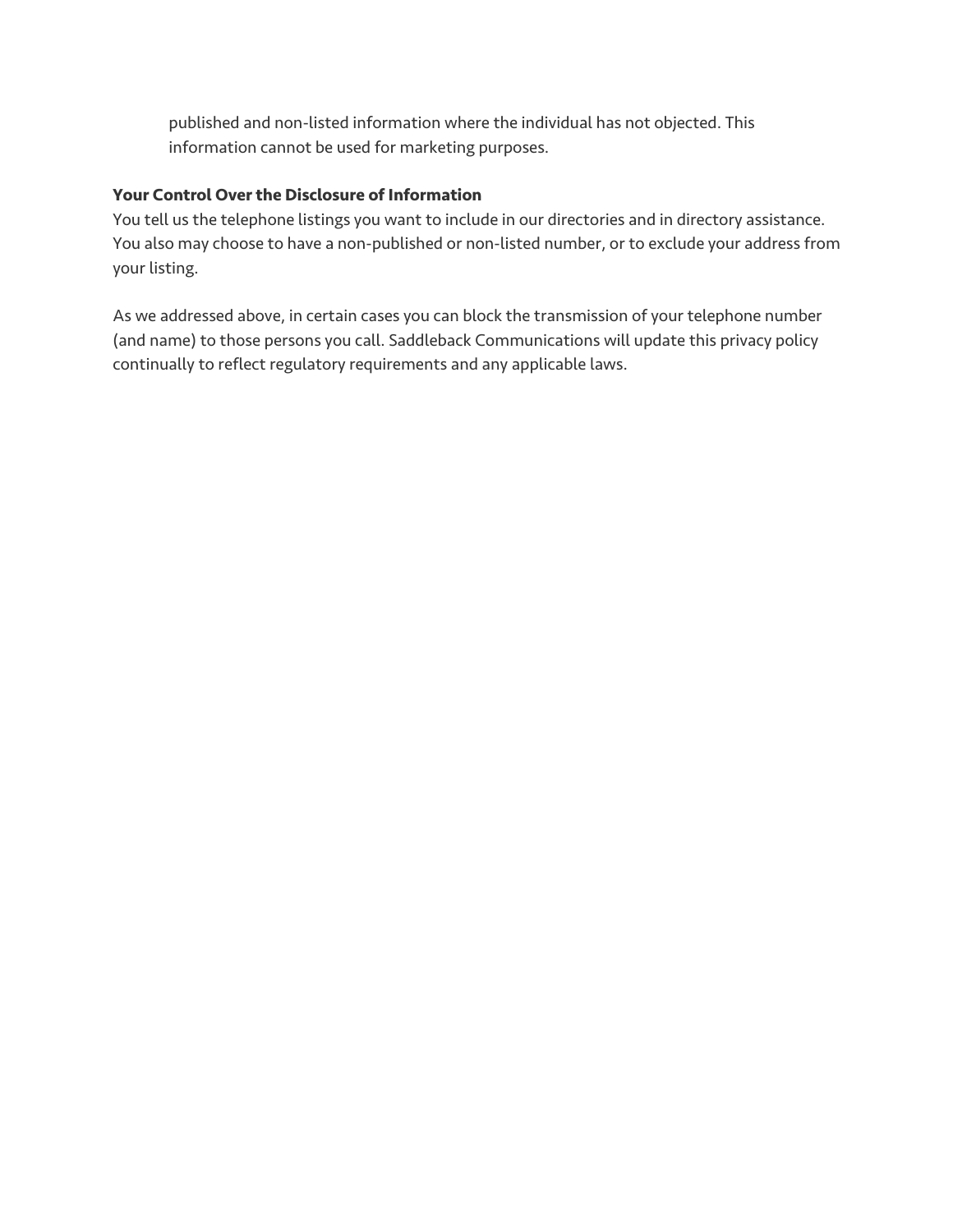published and non-listed information where the individual has not objected. This information cannot be used for marketing purposes.

**Your Control Over the Disclosure of Information**

You tell us the telephone listings you want to include in our directories and in directory assistance. You also may choose to have a non-published or non-listed number, or to exclude your address from your listing.

As we addressed above, in certain cases you can block the transmission of your telephone number (and name) to those persons you call. Saddleback Communications will update this privacy policy continually to reflect regulatory requirements and any applicable laws.